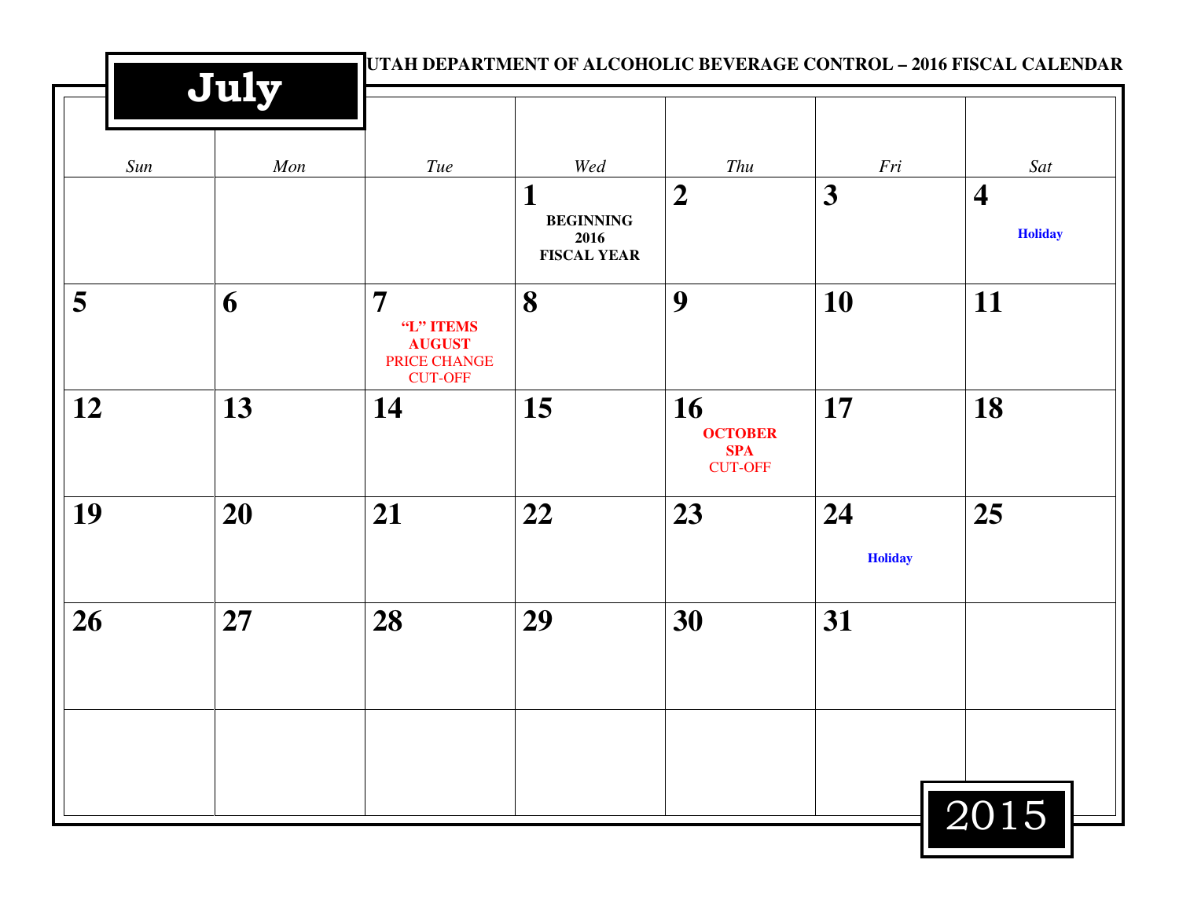# July

UTAH DEPARTMENT OF ALCOHOLIC BEVERAGE CONTROL – 2016 FISCAL CALENDAR

| Sun | Mon | Tue | Wed | Thu | Fri | Sat |
|---|---|---|---|---|---|---|
| | | | **1** BEGINNING 2016 FISCAL YEAR | **2** | **3** | **4** Holiday |
| **5** | **6** | **7** "L" ITEMS AUGUST PRICE CHANGE CUT-OFF | **8** | **9** | **10** | **11** |
| **12** | **13** | **14** | **15** | **16** OCTOBER SPA CUT-OFF | **17** | **18** |
| **19** | **20** | **21** | **22** | **23** | **24** Holiday | **25** |
| **26** | **27** | **28** | **29** | **30** | **31** | |
| | | | | | | |

2015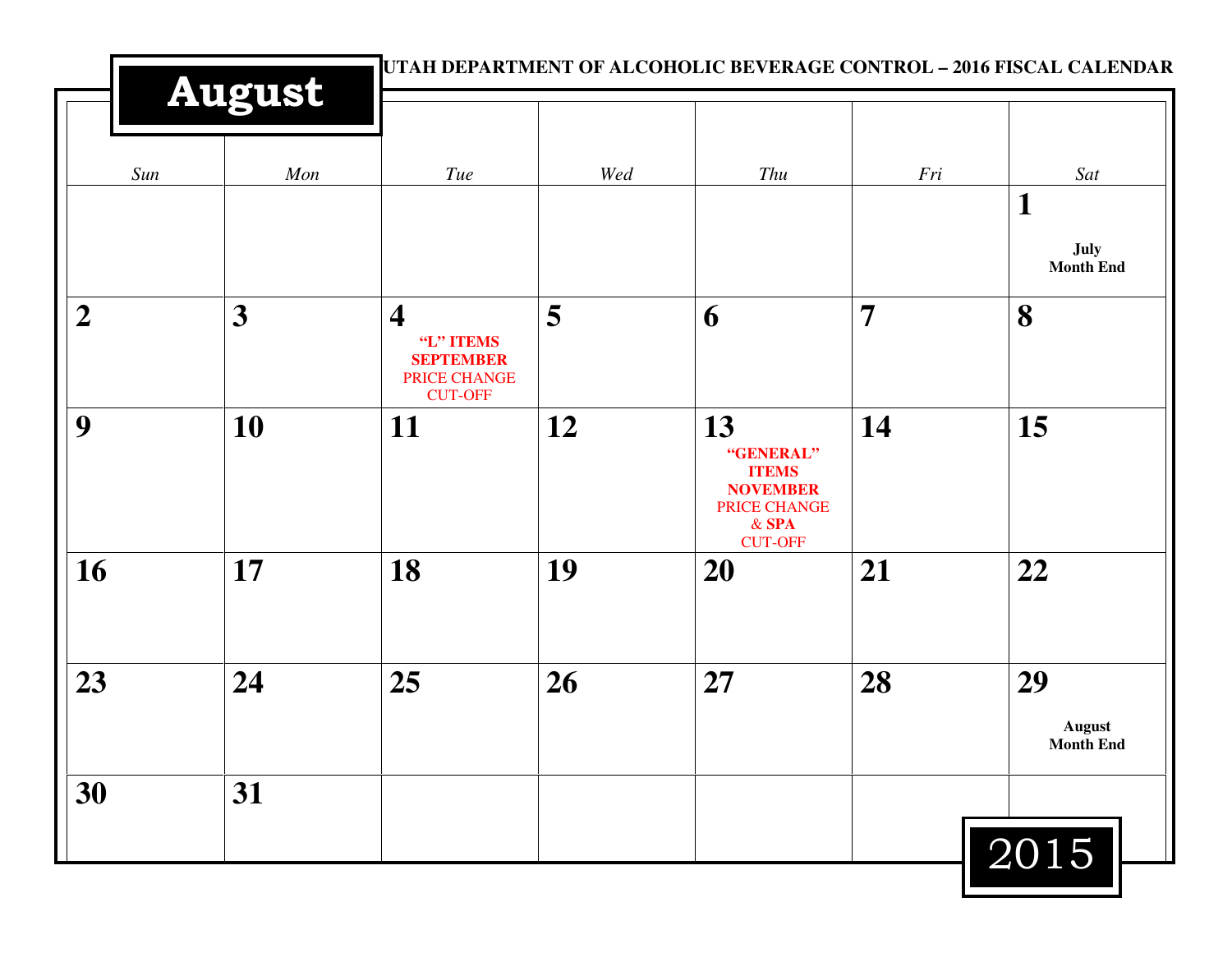# August

UTAH DEPARTMENT OF ALCOHOLIC BEVERAGE CONTROL – 2016 FISCAL CALENDAR

| *Sun* | *Mon* | *Tue* | *Wed* | *Thu* | *Fri* | *Sat* |
|---|---|---|---|---|---|---|
| | | | | | | **1** **July Month End** |
| **2** | **3** | **4** **"L" ITEMS SEPTEMBER** PRICE CHANGE CUT-OFF | **5** | **6** | **7** | **8** |
| **9** | **10** | **11** | **12** | **13** **"GENERAL" ITEMS NOVEMBER** PRICE CHANGE & **SPA** CUT-OFF | **14** | **15** |
| **16** | **17** | **18** | **19** | **20** | **21** | **22** |
| **23** | **24** | **25** | **26** | **27** | **28** | **29** **August Month End** |
| **30** | **31** | | | | | |

2015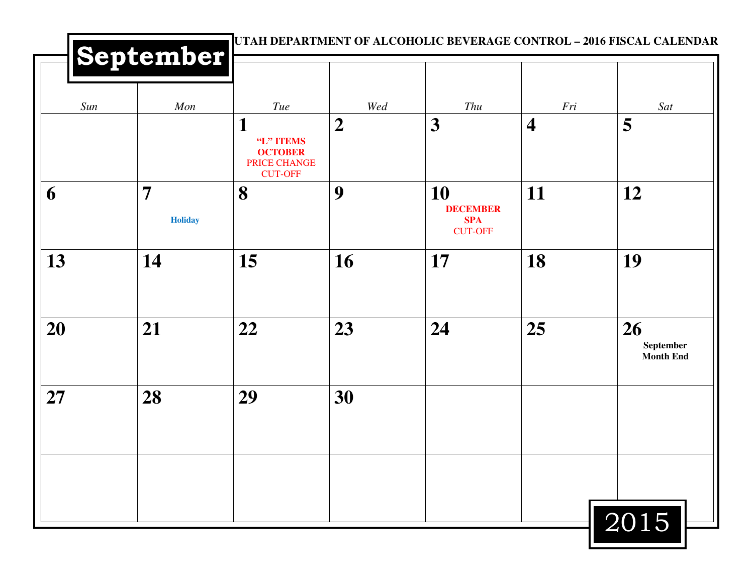UTAH DEPARTMENT OF ALCOHOLIC BEVERAGE CONTROL – 2016 FISCAL CALENDAR

# September 2015

| Sun | Mon | Tue | Wed | Thu | Fri | Sat |
|---|---|---|---|---|---|---|
| | | **1** **"L" ITEMS OCTOBER** PRICE CHANGE CUT-OFF | **2** | **3** | **4** | **5** |
| **6** | **7** **Holiday** | **8** | **9** | **10** **DECEMBER SPA** CUT-OFF | **11** | **12** |
| **13** | **14** | **15** | **16** | **17** | **18** | **19** |
| **20** | **21** | **22** | **23** | **24** | **25** | **26** **September Month End** |
| **27** | **28** | **29** | **30** | | | |
| | | | | | | |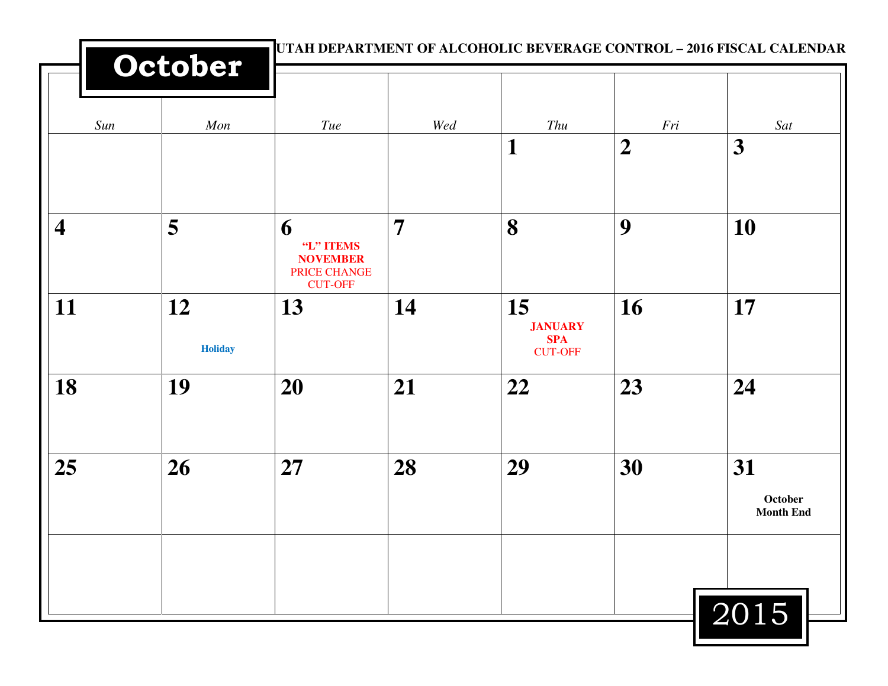UTAH DEPARTMENT OF ALCOHOLIC BEVERAGE CONTROL – 2016 FISCAL CALENDAR

# October 2015

| Sun | Mon | Tue | Wed | Thu | Fri | Sat |
|---|---|---|---|---|---|---|
| | | | | 1 | 2 | 3 |
| 4 | 5 | 6 **"L" ITEMS NOVEMBER** PRICE CHANGE CUT-OFF | 7 | 8 | 9 | 10 |
| 11 | 12 **Holiday** | 13 | 14 | 15 **JANUARY SPA** CUT-OFF | 16 | 17 |
| 18 | 19 | 20 | 21 | 22 | 23 | 24 |
| 25 | 26 | 27 | 28 | 29 | 30 | 31 **October Month End** |
| | | | | | | |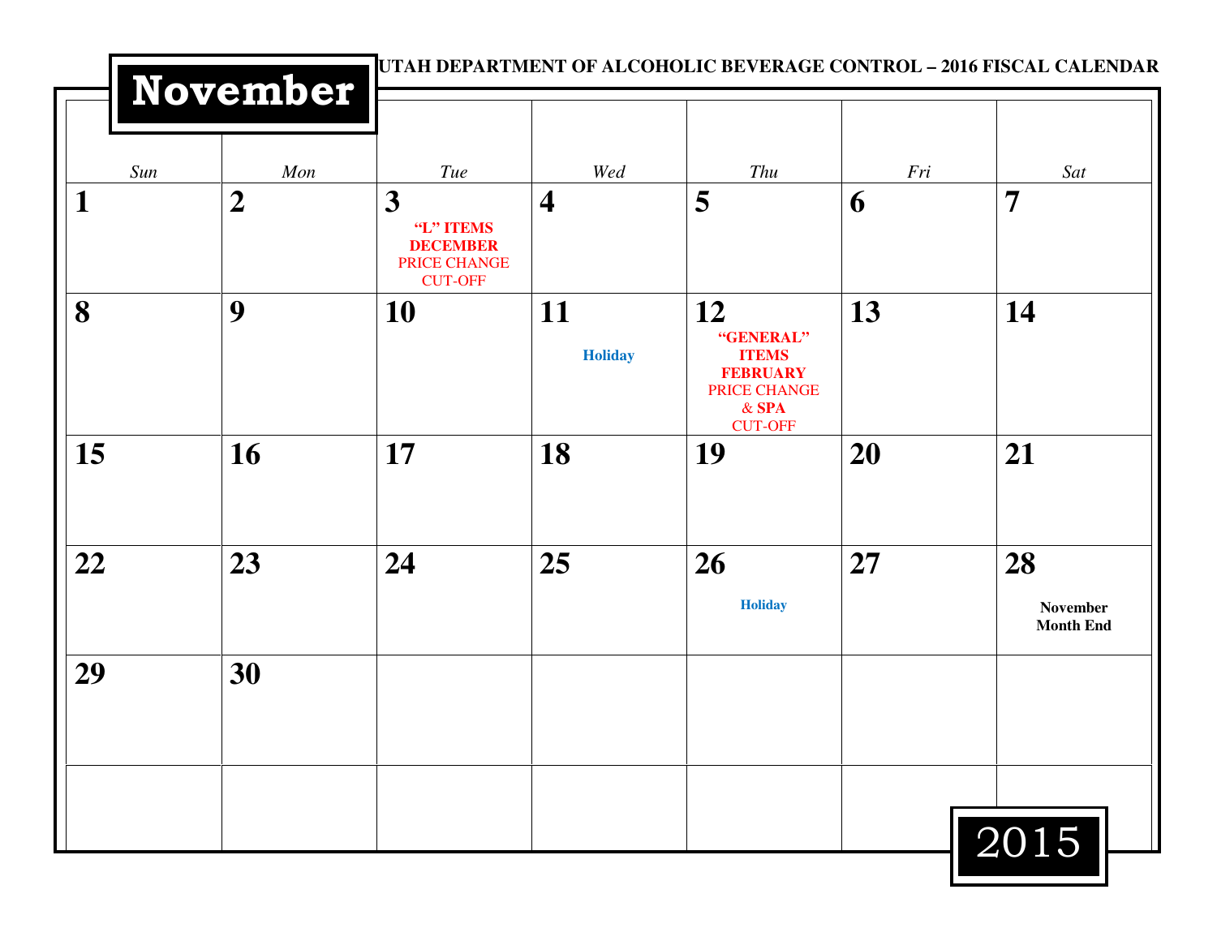UTAH DEPARTMENT OF ALCOHOLIC BEVERAGE CONTROL – 2016 FISCAL CALENDAR

# November 2015

| Sun | Mon | Tue | Wed | Thu | Fri | Sat |
|---|---|---|---|---|---|---|
| **1** | **2** | **3** **"L" ITEMS DECEMBER** PRICE CHANGE CUT-OFF | **4** | **5** | **6** | **7** |
| **8** | **9** | **10** | **11** **Holiday** | **12** **"GENERAL" ITEMS FEBRUARY** PRICE CHANGE & **SPA** CUT-OFF | **13** | **14** |
| **15** | **16** | **17** | **18** | **19** | **20** | **21** |
| **22** | **23** | **24** | **25** | **26** **Holiday** | **27** | **28** **November Month End** |
| **29** | **30** | | | | | |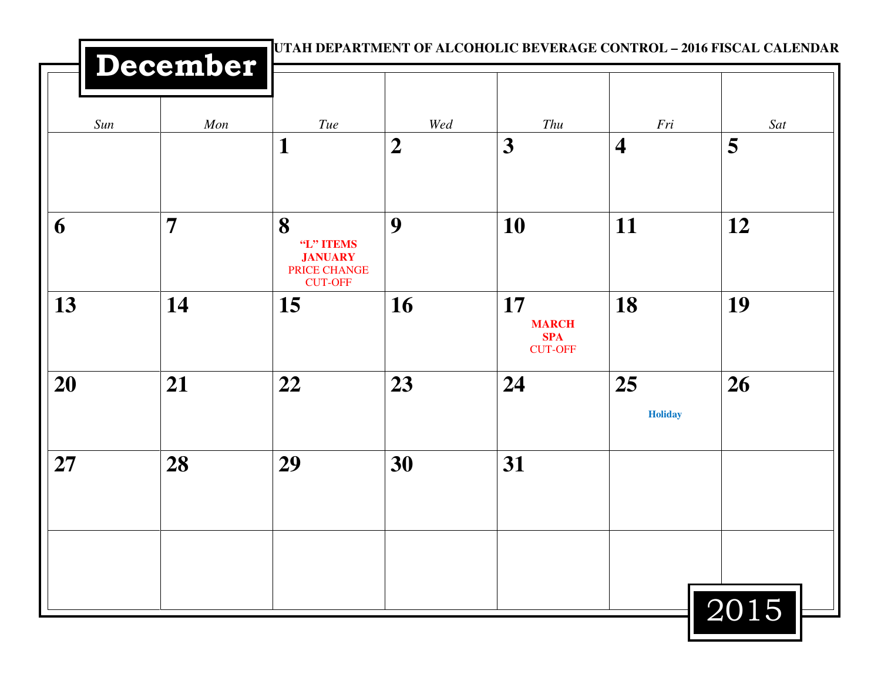**UTAH DEPARTMENT OF ALCOHOLIC BEVERAGE CONTROL – 2016 FISCAL CALENDAR**

# December 2015

| Sun | Mon | Tue | Wed | Thu | Fri | Sat |
|---|---|---|---|---|---|---|
| | | **1** | **2** | **3** | **4** | **5** |
| **6** | **7** | **8** **“L” ITEMS JANUARY** PRICE CHANGE CUT-OFF | **9** | **10** | **11** | **12** |
| **13** | **14** | **15** | **16** | **17** **MARCH SPA** CUT-OFF | **18** | **19** |
| **20** | **21** | **22** | **23** | **24** | **25** **Holiday** | **26** |
| **27** | **28** | **29** | **30** | **31** | | |
| | | | | | | |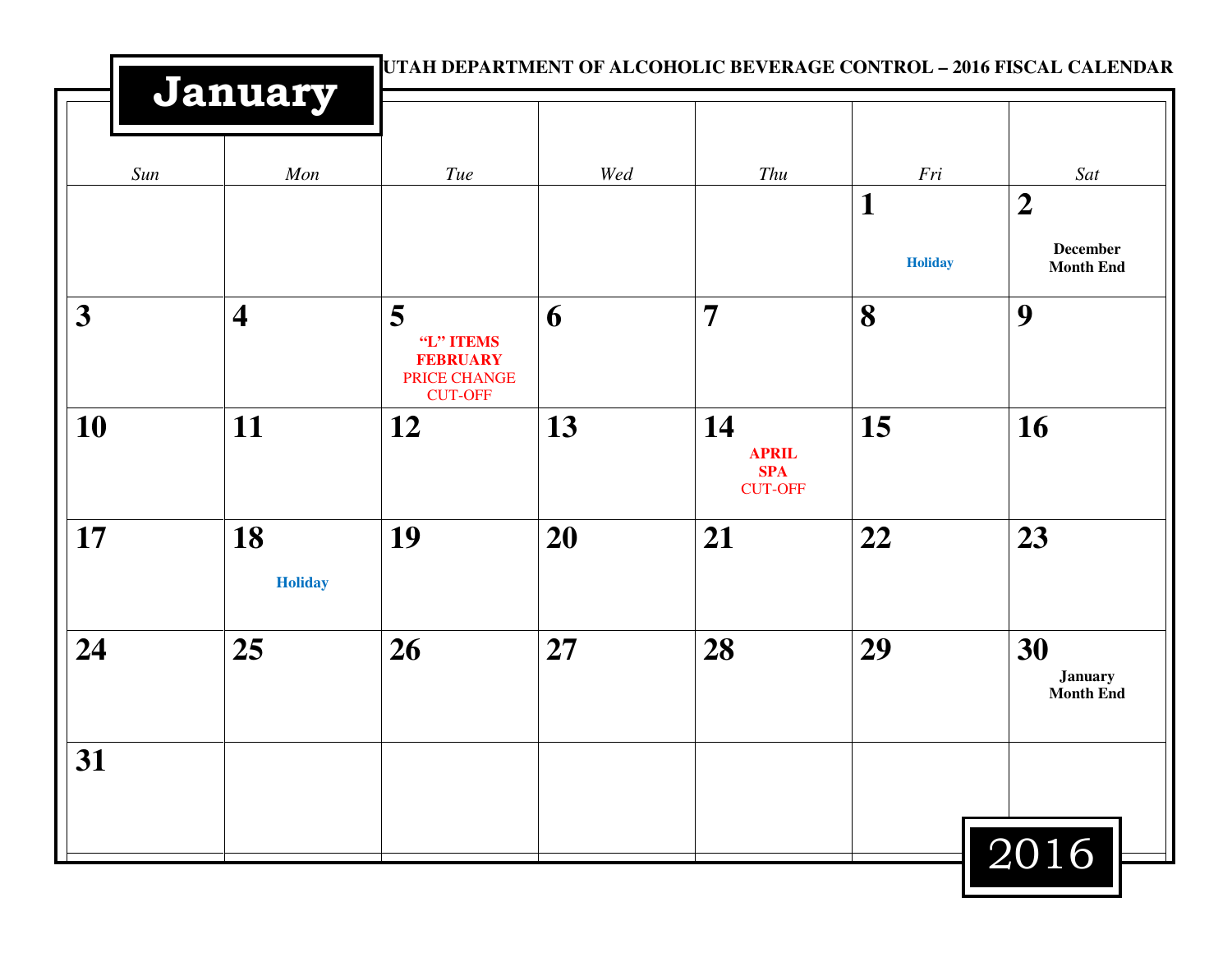# January

**UTAH DEPARTMENT OF ALCOHOLIC BEVERAGE CONTROL – 2016 FISCAL CALENDAR**

| *Sun* | *Mon* | *Tue* | *Wed* | *Thu* | *Fri* | *Sat* |
|---|---|---|---|---|---|---|
| | | | | | **1** **Holiday** | **2** **December Month End** |
| **3** | **4** | **5** **"L" ITEMS FEBRUARY** PRICE CHANGE CUT-OFF | **6** | **7** | **8** | **9** |
| **10** | **11** | **12** | **13** | **14** **APRIL SPA** CUT-OFF | **15** | **16** |
| **17** | **18** **Holiday** | **19** | **20** | **21** | **22** | **23** |
| **24** | **25** | **26** | **27** | **28** | **29** | **30** **January Month End** |
| **31** | | | | | | |

2016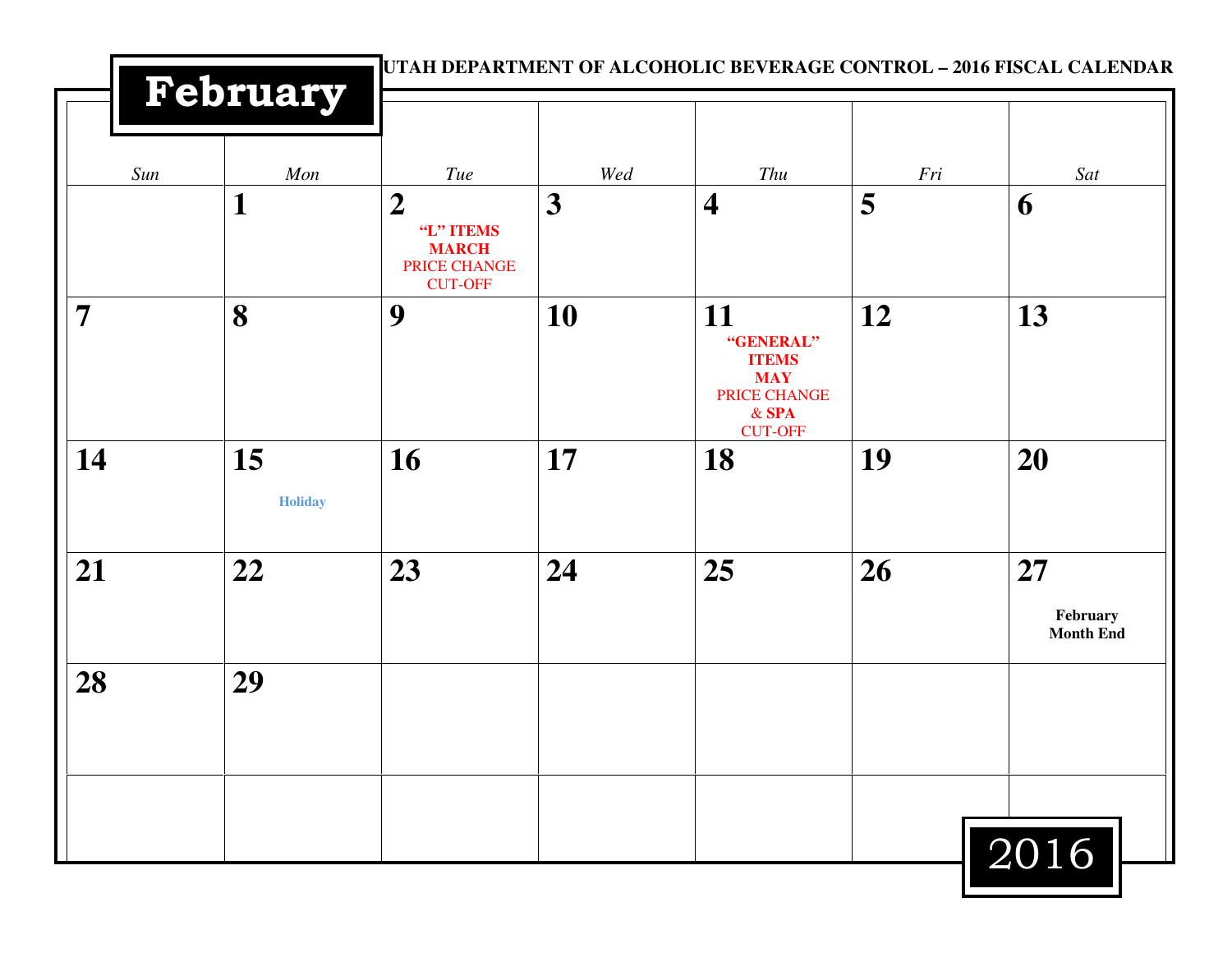# February

**UTAH DEPARTMENT OF ALCOHOLIC BEVERAGE CONTROL – 2016 FISCAL CALENDAR**

| Sun | Mon | Tue | Wed | Thu | Fri | Sat |
|---|---|---|---|---|---|---|
| | **1** | **2** **"L" ITEMS** **MARCH** PRICE CHANGE CUT-OFF | **3** | **4** | **5** | **6** |
| **7** | **8** | **9** | **10** | **11** **"GENERAL" ITEMS** **MAY** PRICE CHANGE & **SPA** CUT-OFF | **12** | **13** |
| **14** | **15** **Holiday** | **16** | **17** | **18** | **19** | **20** |
| **21** | **22** | **23** | **24** | **25** | **26** | **27** **February Month End** |
| **28** | **29** | | | | | |
| | | | | | | |

2016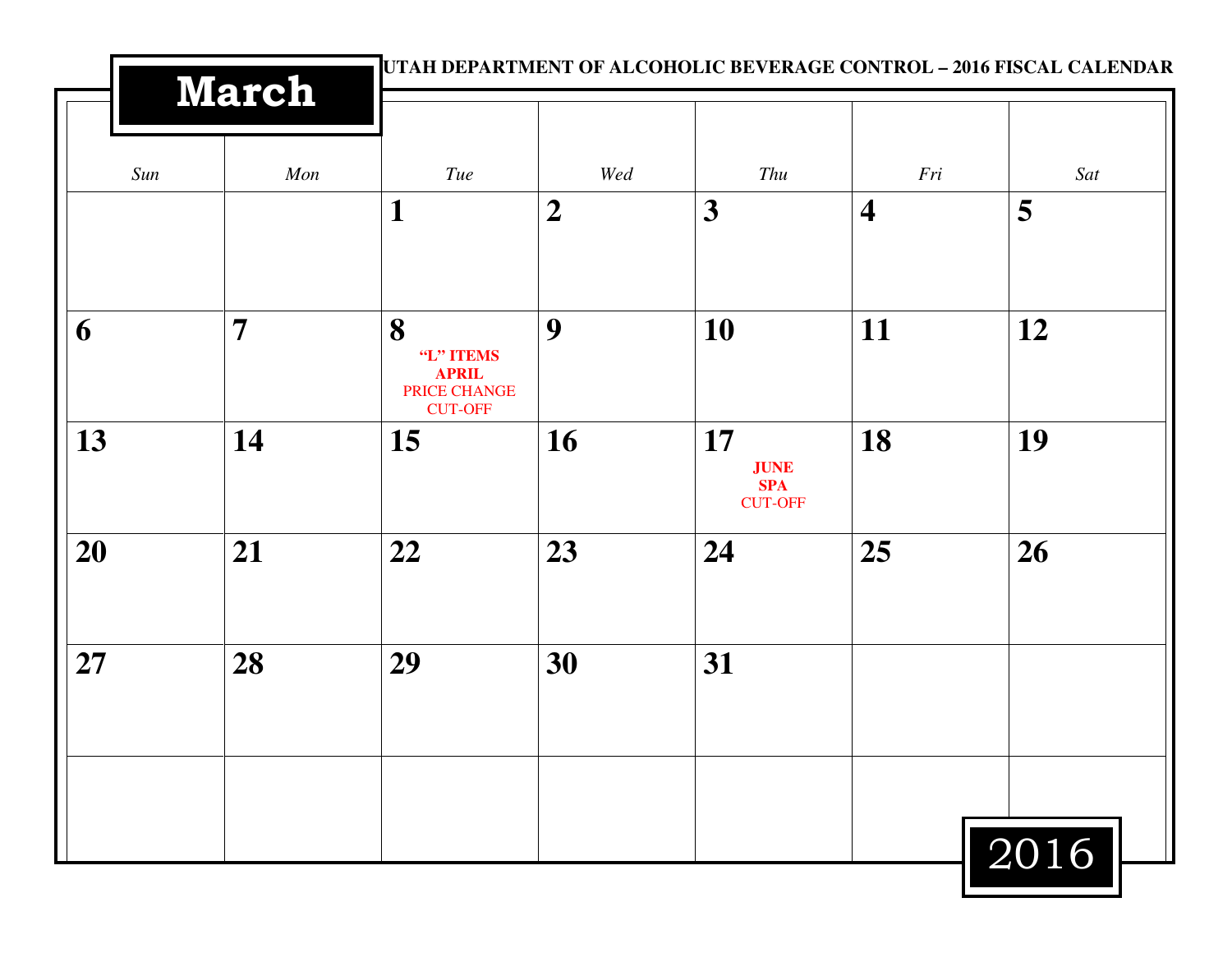# March

UTAH DEPARTMENT OF ALCOHOLIC BEVERAGE CONTROL – 2016 FISCAL CALENDAR

| Sun | Mon | Tue | Wed | Thu | Fri | Sat |
|---|---|---|---|---|---|---|
| | | **1** | **2** | **3** | **4** | **5** |
| **6** | **7** | **8** **"L" ITEMS APRIL** PRICE CHANGE CUT-OFF | **9** | **10** | **11** | **12** |
| **13** | **14** | **15** | **16** | **17** **JUNE SPA** CUT-OFF | **18** | **19** |
| **20** | **21** | **22** | **23** | **24** | **25** | **26** |
| **27** | **28** | **29** | **30** | **31** | | |
| | | | | | | |

2016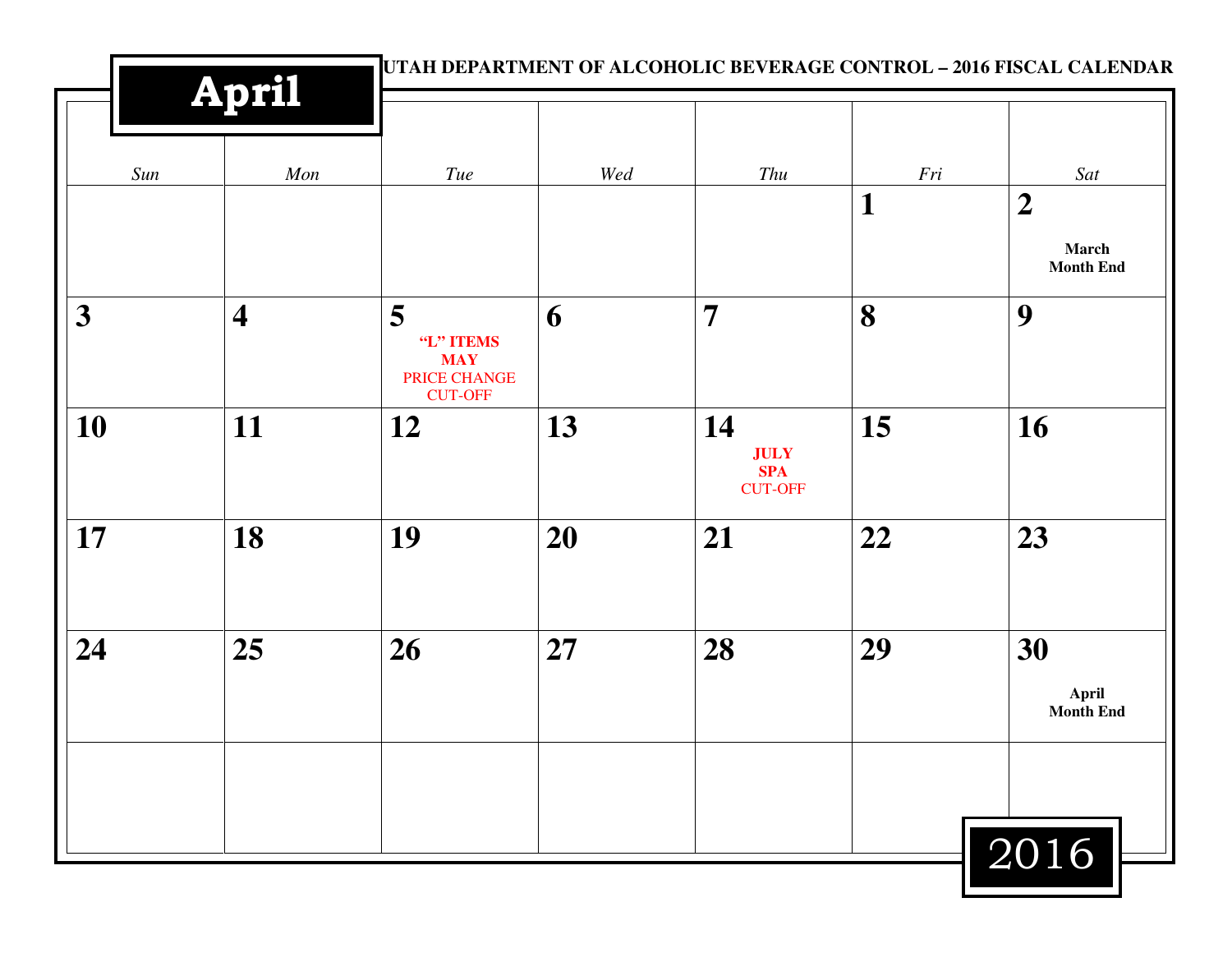# April

**UTAH DEPARTMENT OF ALCOHOLIC BEVERAGE CONTROL – 2016 FISCAL CALENDAR**

| *Sun* | *Mon* | *Tue* | *Wed* | *Thu* | *Fri* | *Sat* |
|---|---|---|---|---|---|---|
| | | | | | **1** | **2** **March Month End** |
| **3** | **4** | **5** **"L" ITEMS MAY** PRICE CHANGE CUT-OFF | **6** | **7** | **8** | **9** |
| **10** | **11** | **12** | **13** | **14** **JULY SPA** CUT-OFF | **15** | **16** |
| **17** | **18** | **19** | **20** | **21** | **22** | **23** |
| **24** | **25** | **26** | **27** | **28** | **29** | **30** **April Month End** |
| | | | | | | |

2016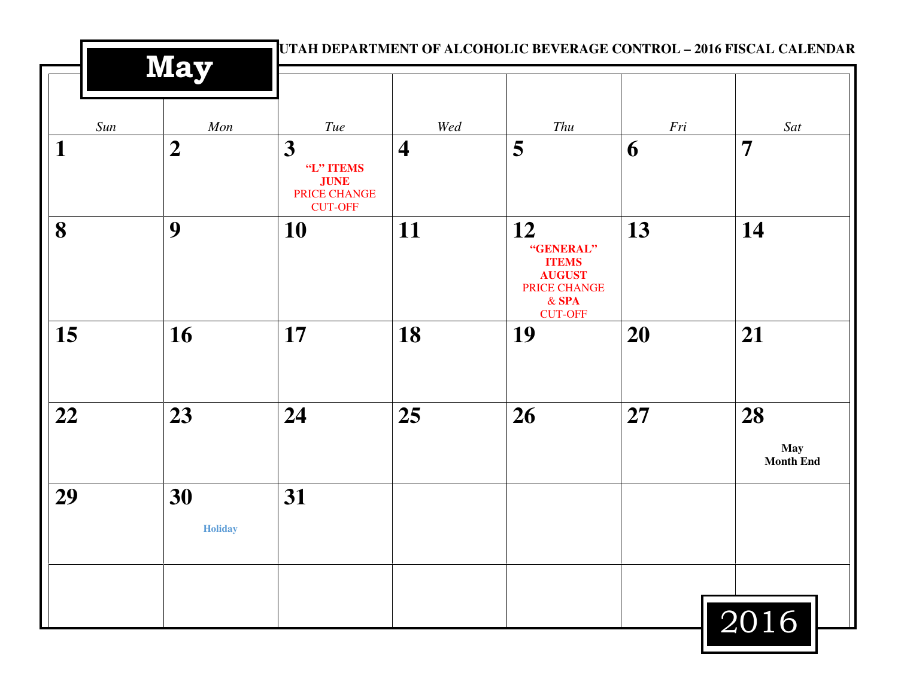UTAH DEPARTMENT OF ALCOHOLIC BEVERAGE CONTROL – 2016 FISCAL CALENDAR

# May 2016

| Sun | Mon | Tue | Wed | Thu | Fri | Sat |
|---|---|---|---|---|---|---|
| 1 | 2 | 3 **"L" ITEMS JUNE** PRICE CHANGE CUT-OFF | 4 | 5 | 6 | 7 |
| 8 | 9 | 10 | 11 | 12 **"GENERAL" ITEMS AUGUST** PRICE CHANGE & **SPA** CUT-OFF | 13 | 14 |
| 15 | 16 | 17 | 18 | 19 | 20 | 21 |
| 22 | 23 | 24 | 25 | 26 | 27 | 28 **May Month End** |
| 29 | 30 **Holiday** | 31 | | | | |
| | | | | | | |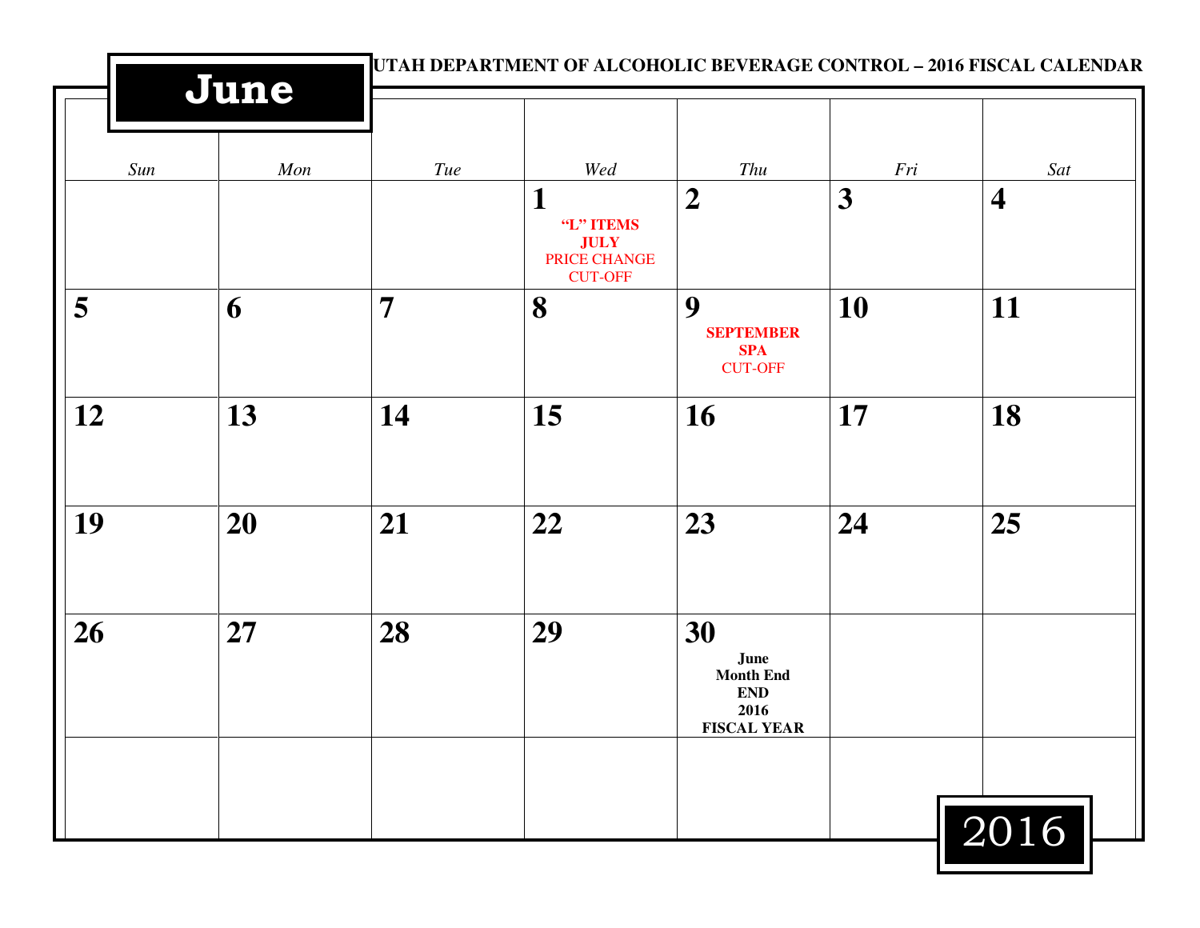# June

**UTAH DEPARTMENT OF ALCOHOLIC BEVERAGE CONTROL – 2016 FISCAL CALENDAR**

| *Sun* | *Mon* | *Tue* | *Wed* | *Thu* | *Fri* | *Sat* |
|---|---|---|---|---|---|---|
| | | | **1** **"L" ITEMS JULY** PRICE CHANGE CUT-OFF | **2** | **3** | **4** |
| **5** | **6** | **7** | **8** | **9** **SEPTEMBER SPA** CUT-OFF | **10** | **11** |
| **12** | **13** | **14** | **15** | **16** | **17** | **18** |
| **19** | **20** | **21** | **22** | **23** | **24** | **25** |
| **26** | **27** | **28** | **29** | **30** **June Month End END 2016 FISCAL YEAR** | | |
| | | | | | | |

2016